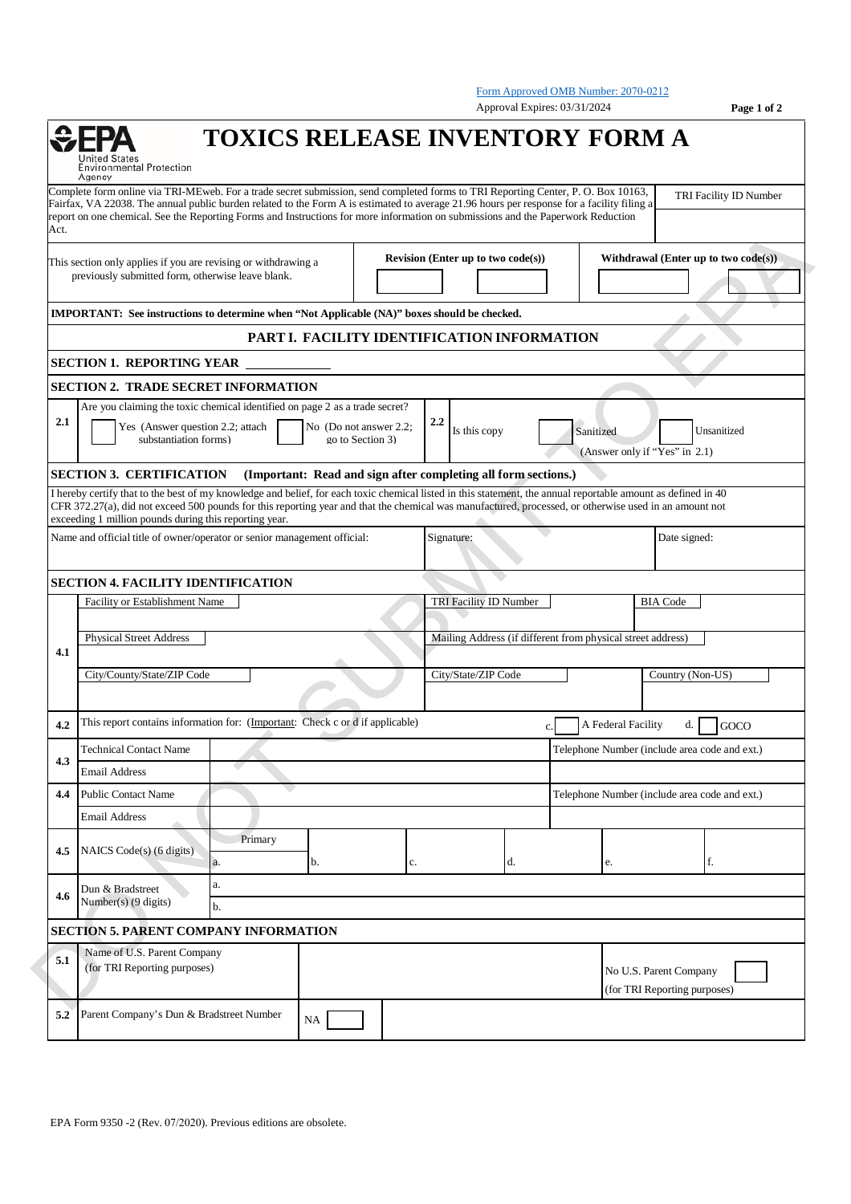Form Approved OMB Number: 2070-0212

Approval Expires: 03/31/2024

EPA United States Environmental Protection Agency

# TOXICS RELEASE INVENTORY FORM A

Complete form online via TRI-MEweb. For a trade secret submission, send completed forms to TRI Reporting Center, P. O. Box 10163, Fairfax, VA 22038. The annual public burden related to the Form A is estimated to average 21.96 hours per response for a facility filing a report on one chemical. See the Reporting Forms and Instructions for more information on submissions and the Paperwork Reduction Act.

TRI Facility ID Number

| This section only applies if you are revising or withdrawing a previously submitted form, otherwise leave blank. | Revision (Enter up to two code(s)) | Withdrawal (Enter up to two code(s)) |
|---|---|---|

**IMPORTANT: See instructions to determine when "Not Applicable (NA)" boxes should be checked.**

## PART I. FACILITY IDENTIFICATION INFORMATION

### SECTION 1. REPORTING YEAR ______

### SECTION 2. TRADE SECRET INFORMATION

| | | | |
|---|---|---|---|
| 2.1 | Are you claiming the toxic chemical identified on page 2 as a trade secret? ☐ Yes (Answer question 2.2; attach substantiation forms) ☐ No (Do not answer 2.2; go to Section 3) | 2.2 | Is this copy ☐ Sanitized ☐ Unsanitized (Answer only if "Yes" in 2.1) |

### SECTION 3. CERTIFICATION (Important: Read and sign after completing all form sections.)

I hereby certify that to the best of my knowledge and belief, for each toxic chemical listed in this statement, the annual reportable amount as defined in 40 CFR 372.27(a), did not exceed 500 pounds for this reporting year and that the chemical was manufactured, processed, or otherwise used in an amount not exceeding 1 million pounds during this reporting year.

| Name and official title of owner/operator or senior management official: | Signature: | Date signed: |
|---|---|---|

### SECTION 4. FACILITY IDENTIFICATION

| | | | |
|---|---|---|---|
| 4.1 | Facility or Establishment Name | TRI Facility ID Number | BIA Code |
| | Physical Street Address | Mailing Address (if different from physical street address) | |
| | City/County/State/ZIP Code | City/State/ZIP Code | Country (Non-US) |
| 4.2 | This report contains information for: (Important: Check c or d if applicable) | c. ☐ A Federal Facility | d. ☐ GOCO |
| 4.3 | Technical Contact Name | Telephone Number (include area code and ext.) | |
| | Email Address | | |
| 4.4 | Public Contact Name | Telephone Number (include area code and ext.) | |
| | Email Address | | |

| | | | | | | | |
|---|---|---|---|---|---|---|---|
| 4.5 | NAICS Code(s) (6 digits) | Primary a. | b. | c. | d. | e. | f. |
| 4.6 | Dun & Bradstreet Number(s) (9 digits) | a. | | | | | |
| | | b. | | | | | |

### SECTION 5. PARENT COMPANY INFORMATION

| | | | |
|---|---|---|---|
| 5.1 | Name of U.S. Parent Company (for TRI Reporting purposes) | | No U.S. Parent Company (for TRI Reporting purposes) ☐ |
| 5.2 | Parent Company's Dun & Bradstreet Number | NA ☐ | |

EPA Form 9350 -2 (Rev. 07/2020). Previous editions are obsolete.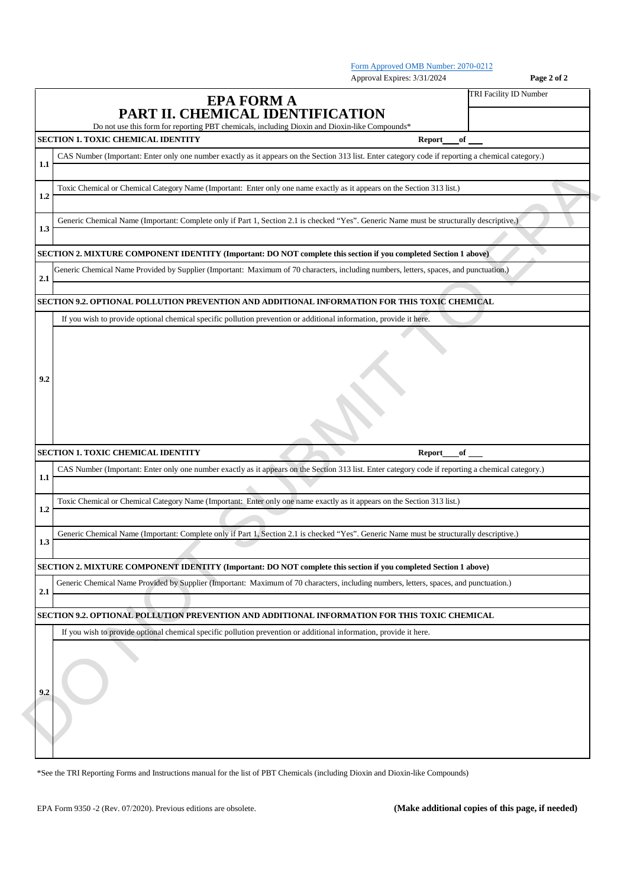Form Approved OMB Number: 2070-0212
Approval Expires: 3/31/2024

# EPA FORM A
## PART II. CHEMICAL IDENTIFICATION

TRI Facility ID Number

Do not use this form for reporting PBT chemicals, including Dioxin and Dioxin-like Compounds*

**SECTION 1. TOXIC CHEMICAL IDENTITY** **Report\_\_\_of \_\_\_**

| | |
|---|---|
| **1.1** | CAS Number (Important: Enter only one number exactly as it appears on the Section 313 list. Enter category code if reporting a chemical category.) |
| **1.2** | Toxic Chemical or Chemical Category Name (Important: Enter only one name exactly as it appears on the Section 313 list.) |
| **1.3** | Generic Chemical Name (Important: Complete only if Part 1, Section 2.1 is checked "Yes". Generic Name must be structurally descriptive.) |

**SECTION 2. MIXTURE COMPONENT IDENTITY (Important: DO NOT complete this section if you completed Section 1 above)**

| | |
|---|---|
| **2.1** | Generic Chemical Name Provided by Supplier (Important: Maximum of 70 characters, including numbers, letters, spaces, and punctuation.) |

**SECTION 9.2. OPTIONAL POLLUTION PREVENTION AND ADDITIONAL INFORMATION FOR THIS TOXIC CHEMICAL**

| | |
|---|---|
| **9.2** | If you wish to provide optional chemical specific pollution prevention or additional information, provide it here. |

**SECTION 1. TOXIC CHEMICAL IDENTITY** **Report\_\_\_of \_\_\_**

| | |
|---|---|
| **1.1** | CAS Number (Important: Enter only one number exactly as it appears on the Section 313 list. Enter category code if reporting a chemical category.) |
| **1.2** | Toxic Chemical or Chemical Category Name (Important: Enter only one name exactly as it appears on the Section 313 list.) |
| **1.3** | Generic Chemical Name (Important: Complete only if Part 1, Section 2.1 is checked "Yes". Generic Name must be structurally descriptive.) |

**SECTION 2. MIXTURE COMPONENT IDENTITY (Important: DO NOT complete this section if you completed Section 1 above)**

| | |
|---|---|
| **2.1** | Generic Chemical Name Provided by Supplier (Important: Maximum of 70 characters, including numbers, letters, spaces, and punctuation.) |

**SECTION 9.2. OPTIONAL POLLUTION PREVENTION AND ADDITIONAL INFORMATION FOR THIS TOXIC CHEMICAL**

| | |
|---|---|
| **9.2** | If you wish to provide optional chemical specific pollution prevention or additional information, provide it here. |

*See the TRI Reporting Forms and Instructions manual for the list of PBT Chemicals (including Dioxin and Dioxin-like Compounds)

EPA Form 9350 -2 (Rev. 07/2020). Previous editions are obsolete. **(Make additional copies of this page, if needed)**

DO NOT SUBMIT TO EPA